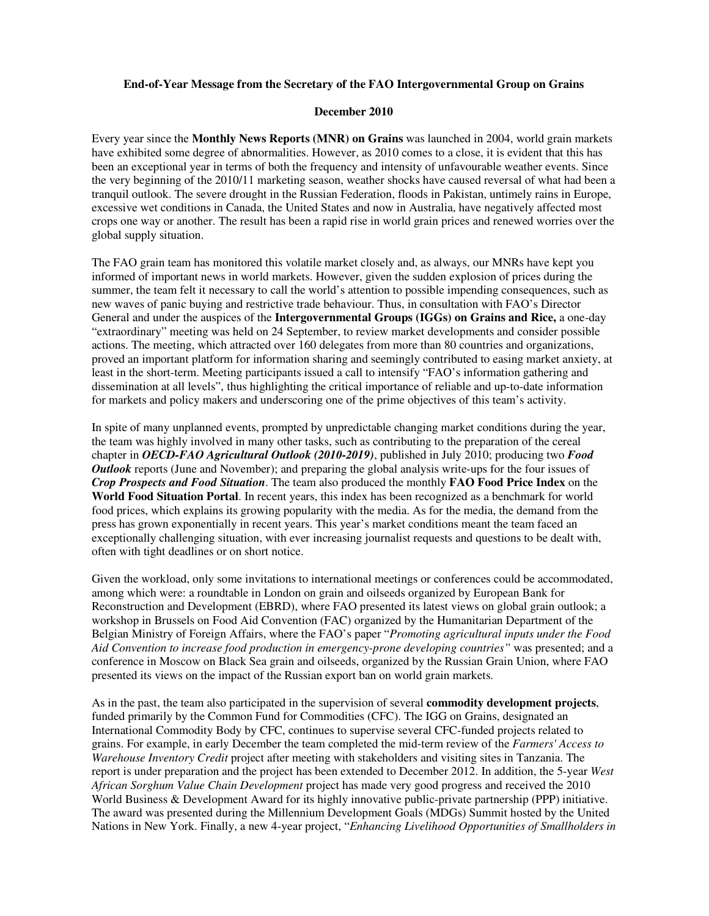**End-of-Year Message from the Secretary of the FAO Intergovernmental Group on Grains**

**December 2010**

Every year since the **Monthly News Reports (MNR) on Grains** was launched in 2004, world grain markets have exhibited some degree of abnormalities. However, as 2010 comes to a close, it is evident that this has been an exceptional year in terms of both the frequency and intensity of unfavourable weather events. Since the very beginning of the 2010/11 marketing season, weather shocks have caused reversal of what had been a tranquil outlook. The severe drought in the Russian Federation, floods in Pakistan, untimely rains in Europe, excessive wet conditions in Canada, the United States and now in Australia, have negatively affected most crops one way or another. The result has been a rapid rise in world grain prices and renewed worries over the global supply situation.

The FAO grain team has monitored this volatile market closely and, as always, our MNRs have kept you informed of important news in world markets. However, given the sudden explosion of prices during the summer, the team felt it necessary to call the world's attention to possible impending consequences, such as new waves of panic buying and restrictive trade behaviour. Thus, in consultation with FAO's Director General and under the auspices of the **Intergovernmental Groups (IGGs) on Grains and Rice,** a one-day "extraordinary" meeting was held on 24 September, to review market developments and consider possible actions. The meeting, which attracted over 160 delegates from more than 80 countries and organizations, proved an important platform for information sharing and seemingly contributed to easing market anxiety, at least in the short-term. Meeting participants issued a call to intensify "FAO's information gathering and dissemination at all levels", thus highlighting the critical importance of reliable and up-to-date information for markets and policy makers and underscoring one of the prime objectives of this team's activity.

In spite of many unplanned events, prompted by unpredictable changing market conditions during the year, the team was highly involved in many other tasks, such as contributing to the preparation of the cereal chapter in ***OECD-FAO Agricultural Outlook (2010-2019)***, published in July 2010; producing two ***Food Outlook*** reports (June and November); and preparing the global analysis write-ups for the four issues of ***Crop Prospects and Food Situation***. The team also produced the monthly **FAO Food Price Index** on the **World Food Situation Portal**. In recent years, this index has been recognized as a benchmark for world food prices, which explains its growing popularity with the media. As for the media, the demand from the press has grown exponentially in recent years. This year's market conditions meant the team faced an exceptionally challenging situation, with ever increasing journalist requests and questions to be dealt with, often with tight deadlines or on short notice.

Given the workload, only some invitations to international meetings or conferences could be accommodated, among which were: a roundtable in London on grain and oilseeds organized by European Bank for Reconstruction and Development (EBRD), where FAO presented its latest views on global grain outlook; a workshop in Brussels on Food Aid Convention (FAC) organized by the Humanitarian Department of the Belgian Ministry of Foreign Affairs, where the FAO's paper "*Promoting agricultural inputs under the Food Aid Convention to increase food production in emergency-prone developing countries"* was presented; and a conference in Moscow on Black Sea grain and oilseeds, organized by the Russian Grain Union, where FAO presented its views on the impact of the Russian export ban on world grain markets.

As in the past, the team also participated in the supervision of several **commodity development projects**, funded primarily by the Common Fund for Commodities (CFC). The IGG on Grains, designated an International Commodity Body by CFC, continues to supervise several CFC-funded projects related to grains. For example, in early December the team completed the mid-term review of the *Farmers' Access to Warehouse Inventory Credit* project after meeting with stakeholders and visiting sites in Tanzania. The report is under preparation and the project has been extended to December 2012. In addition, the 5-year *West African Sorghum Value Chain Development* project has made very good progress and received the 2010 World Business & Development Award for its highly innovative public-private partnership (PPP) initiative. The award was presented during the Millennium Development Goals (MDGs) Summit hosted by the United Nations in New York. Finally, a new 4-year project, "*Enhancing Livelihood Opportunities of Smallholders in*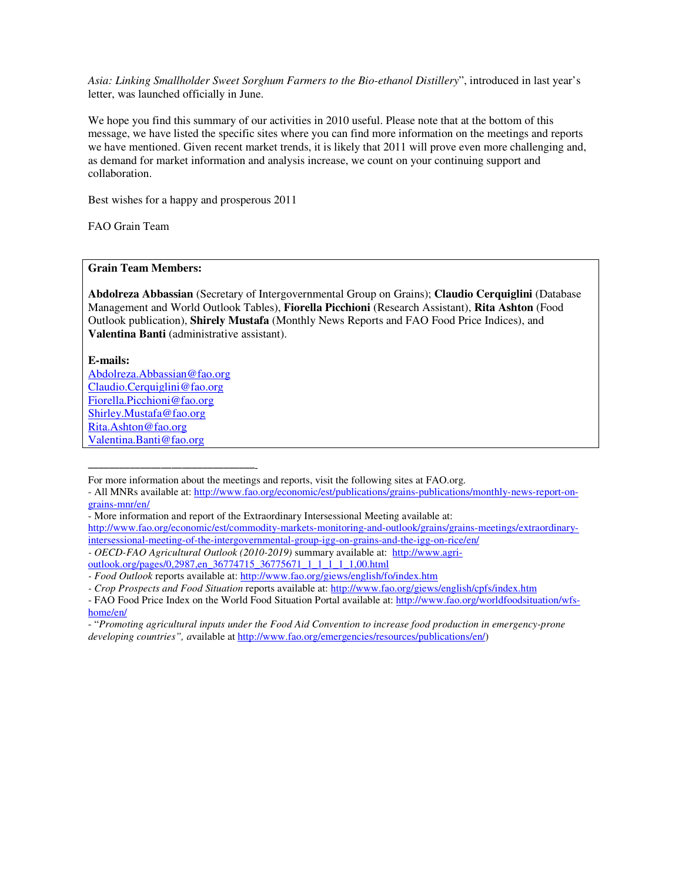*Asia: Linking Smallholder Sweet Sorghum Farmers to the Bio-ethanol Distillery*", introduced in last year's letter, was launched officially in June.

We hope you find this summary of our activities in 2010 useful. Please note that at the bottom of this message, we have listed the specific sites where you can find more information on the meetings and reports we have mentioned. Given recent market trends, it is likely that 2011 will prove even more challenging and, as demand for market information and analysis increase, we count on your continuing support and collaboration.

Best wishes for a happy and prosperous 2011

FAO Grain Team

**Grain Team Members:**

**Abdolreza Abbassian** (Secretary of Intergovernmental Group on Grains); **Claudio Cerquiglini** (Database Management and World Outlook Tables), **Fiorella Picchioni** (Research Assistant), **Rita Ashton** (Food Outlook publication), **Shirely Mustafa** (Monthly News Reports and FAO Food Price Indices), and **Valentina Banti** (administrative assistant).

**E-mails:**
Abdolreza.Abbassian@fao.org
Claudio.Cerquiglini@fao.org
Fiorella.Picchioni@fao.org
Shirley.Mustafa@fao.org
Rita.Ashton@fao.org
Valentina.Banti@fao.org

---

For more information about the meetings and reports, visit the following sites at FAO.org.
- All MNRs available at: http://www.fao.org/economic/est/publications/grains-publications/monthly-news-report-on-grains-mnr/en/
- More information and report of the Extraordinary Intersessional Meeting available at: http://www.fao.org/economic/est/commodity-markets-monitoring-and-outlook/grains/grains-meetings/extraordinary-intersessional-meeting-of-the-intergovernmental-group-igg-on-grains-and-the-igg-on-rice/en/
- *OECD-FAO Agricultural Outlook (2010-2019)* summary available at: http://www.agri-outlook.org/pages/0,2987,en_36774715_36775671_1_1_1_1_1,00.html
- *Food Outlook* reports available at: http://www.fao.org/giews/english/fo/index.htm
- *Crop Prospects and Food Situation* reports available at: http://www.fao.org/giews/english/cpfs/index.htm
- FAO Food Price Index on the World Food Situation Portal available at: http://www.fao.org/worldfoodsituation/wfs-home/en/
- "*Promoting agricultural inputs under the Food Aid Convention to increase food production in emergency-prone developing countries*", available at http://www.fao.org/emergencies/resources/publications/en/)